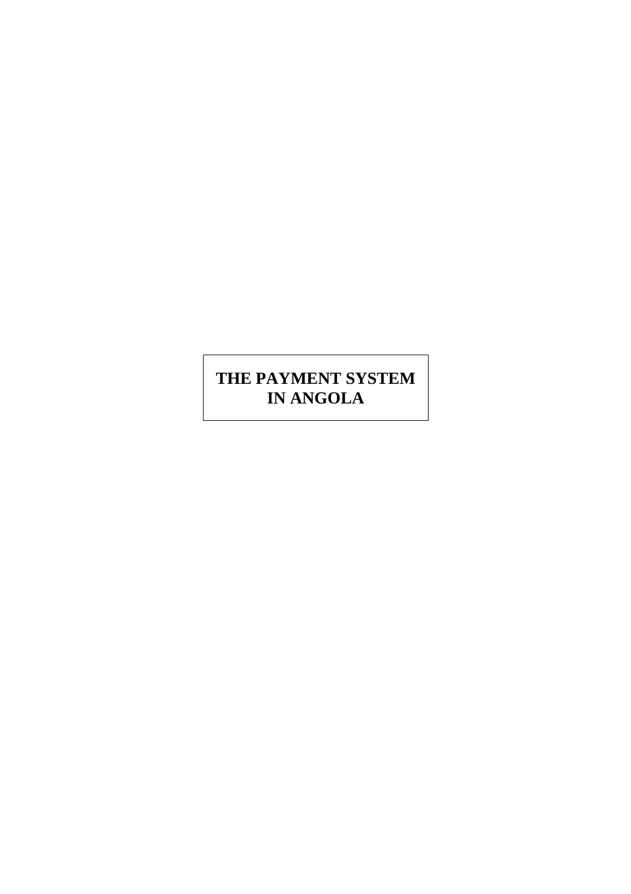# THE PAYMENT SYSTEM IN ANGOLA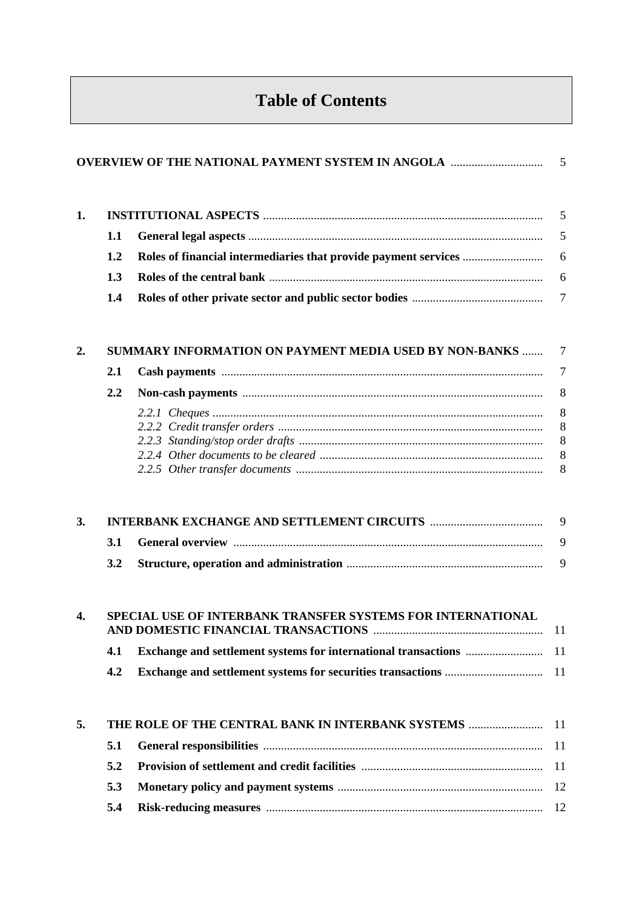# Table of Contents

**OVERVIEW OF THE NATIONAL PAYMENT SYSTEM IN ANGOLA** ..... 5

**1. INSTITUTIONAL ASPECTS** ..... 5

- **1.1 General legal aspects** ..... 5
- **1.2 Roles of financial intermediaries that provide payment services** ..... 6
- **1.3 Roles of the central bank** ..... 6
- **1.4 Roles of other private sector and public sector bodies** ..... 7

**2. SUMMARY INFORMATION ON PAYMENT MEDIA USED BY NON-BANKS** ..... 7

- **2.1 Cash payments** ..... 7
- **2.2 Non-cash payments** ..... 8
  - *2.2.1 Cheques* ..... 8
  - *2.2.2 Credit transfer orders* ..... 8
  - *2.2.3 Standing/stop order drafts* ..... 8
  - *2.2.4 Other documents to be cleared* ..... 8
  - *2.2.5 Other transfer documents* ..... 8

**3. INTERBANK EXCHANGE AND SETTLEMENT CIRCUITS** ..... 9

- **3.1 General overview** ..... 9
- **3.2 Structure, operation and administration** ..... 9

**4. SPECIAL USE OF INTERBANK TRANSFER SYSTEMS FOR INTERNATIONAL AND DOMESTIC FINANCIAL TRANSACTIONS** ..... 11

- **4.1 Exchange and settlement systems for international transactions** ..... 11
- **4.2 Exchange and settlement systems for securities transactions** ..... 11

**5. THE ROLE OF THE CENTRAL BANK IN INTERBANK SYSTEMS** ..... 11

- **5.1 General responsibilities** ..... 11
- **5.2 Provision of settlement and credit facilities** ..... 11
- **5.3 Monetary policy and payment systems** ..... 12
- **5.4 Risk-reducing measures** ..... 12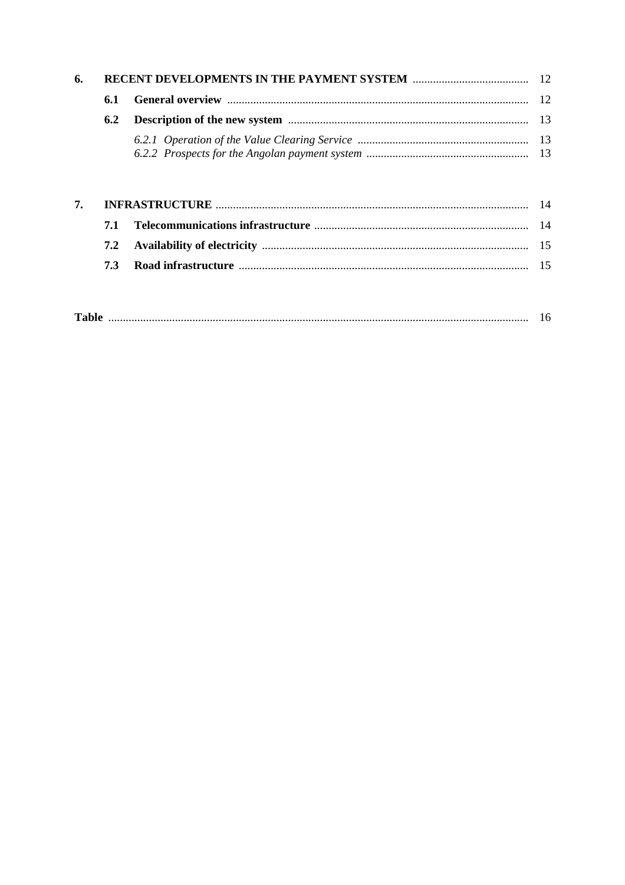| | | | |
|---|---|---|---|
| **6.** | **RECENT DEVELOPMENTS IN THE PAYMENT SYSTEM** | | 12 |
| | **6.1** | **General overview** | 12 |
| | **6.2** | **Description of the new system** | 13 |
| | | *6.2.1 Operation of the Value Clearing Service* | 13 |
| | | *6.2.2 Prospects for the Angolan payment system* | 13 |
| **7.** | **INFRASTRUCTURE** | | 14 |
| | **7.1** | **Telecommunications infrastructure** | 14 |
| | **7.2** | **Availability of electricity** | 15 |
| | **7.3** | **Road infrastructure** | 15 |
| **Table** | | | 16 |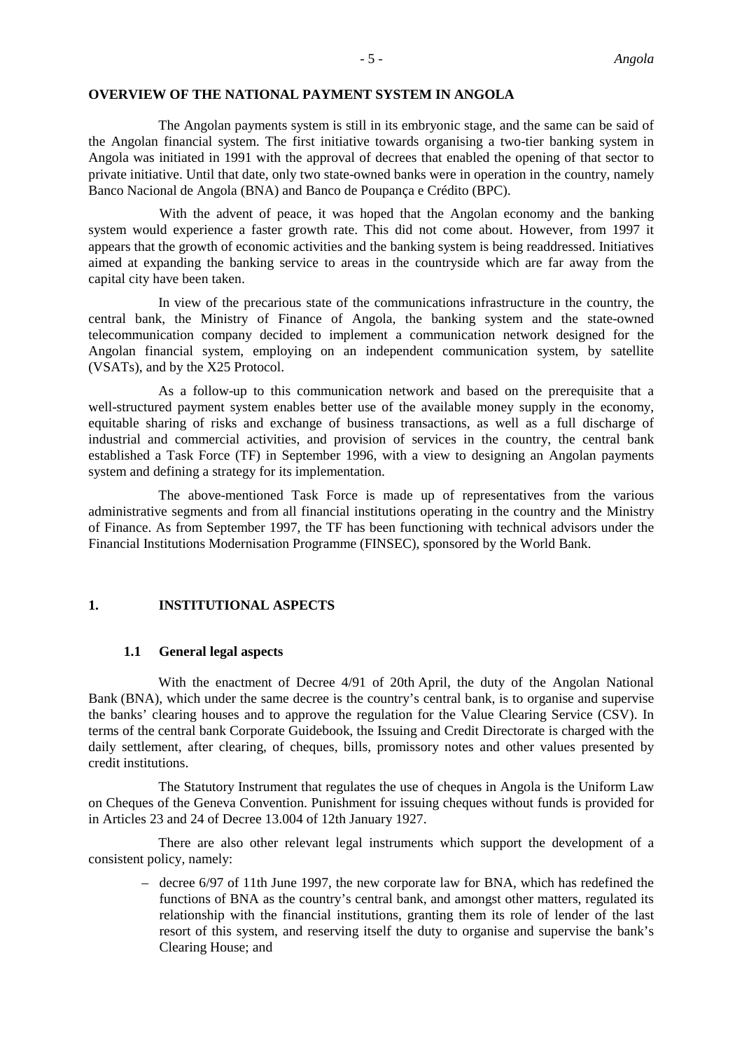## OVERVIEW OF THE NATIONAL PAYMENT SYSTEM IN ANGOLA

The Angolan payments system is still in its embryonic stage, and the same can be said of the Angolan financial system. The first initiative towards organising a two-tier banking system in Angola was initiated in 1991 with the approval of decrees that enabled the opening of that sector to private initiative. Until that date, only two state-owned banks were in operation in the country, namely Banco Nacional de Angola (BNA) and Banco de Poupança e Crédito (BPC).

With the advent of peace, it was hoped that the Angolan economy and the banking system would experience a faster growth rate. This did not come about. However, from 1997 it appears that the growth of economic activities and the banking system is being readdressed. Initiatives aimed at expanding the banking service to areas in the countryside which are far away from the capital city have been taken.

In view of the precarious state of the communications infrastructure in the country, the central bank, the Ministry of Finance of Angola, the banking system and the state-owned telecommunication company decided to implement a communication network designed for the Angolan financial system, employing on an independent communication system, by satellite (VSATs), and by the X25 Protocol.

As a follow-up to this communication network and based on the prerequisite that a well-structured payment system enables better use of the available money supply in the economy, equitable sharing of risks and exchange of business transactions, as well as a full discharge of industrial and commercial activities, and provision of services in the country, the central bank established a Task Force (TF) in September 1996, with a view to designing an Angolan payments system and defining a strategy for its implementation.

The above-mentioned Task Force is made up of representatives from the various administrative segments and from all financial institutions operating in the country and the Ministry of Finance. As from September 1997, the TF has been functioning with technical advisors under the Financial Institutions Modernisation Programme (FINSEC), sponsored by the World Bank.

## 1. INSTITUTIONAL ASPECTS

### 1.1 General legal aspects

With the enactment of Decree 4/91 of 20th April, the duty of the Angolan National Bank (BNA), which under the same decree is the country's central bank, is to organise and supervise the banks' clearing houses and to approve the regulation for the Value Clearing Service (CSV). In terms of the central bank Corporate Guidebook, the Issuing and Credit Directorate is charged with the daily settlement, after clearing, of cheques, bills, promissory notes and other values presented by credit institutions.

The Statutory Instrument that regulates the use of cheques in Angola is the Uniform Law on Cheques of the Geneva Convention. Punishment for issuing cheques without funds is provided for in Articles 23 and 24 of Decree 13.004 of 12th January 1927.

There are also other relevant legal instruments which support the development of a consistent policy, namely:

- decree 6/97 of 11th June 1997, the new corporate law for BNA, which has redefined the functions of BNA as the country's central bank, and amongst other matters, regulated its relationship with the financial institutions, granting them its role of lender of the last resort of this system, and reserving itself the duty to organise and supervise the bank's Clearing House; and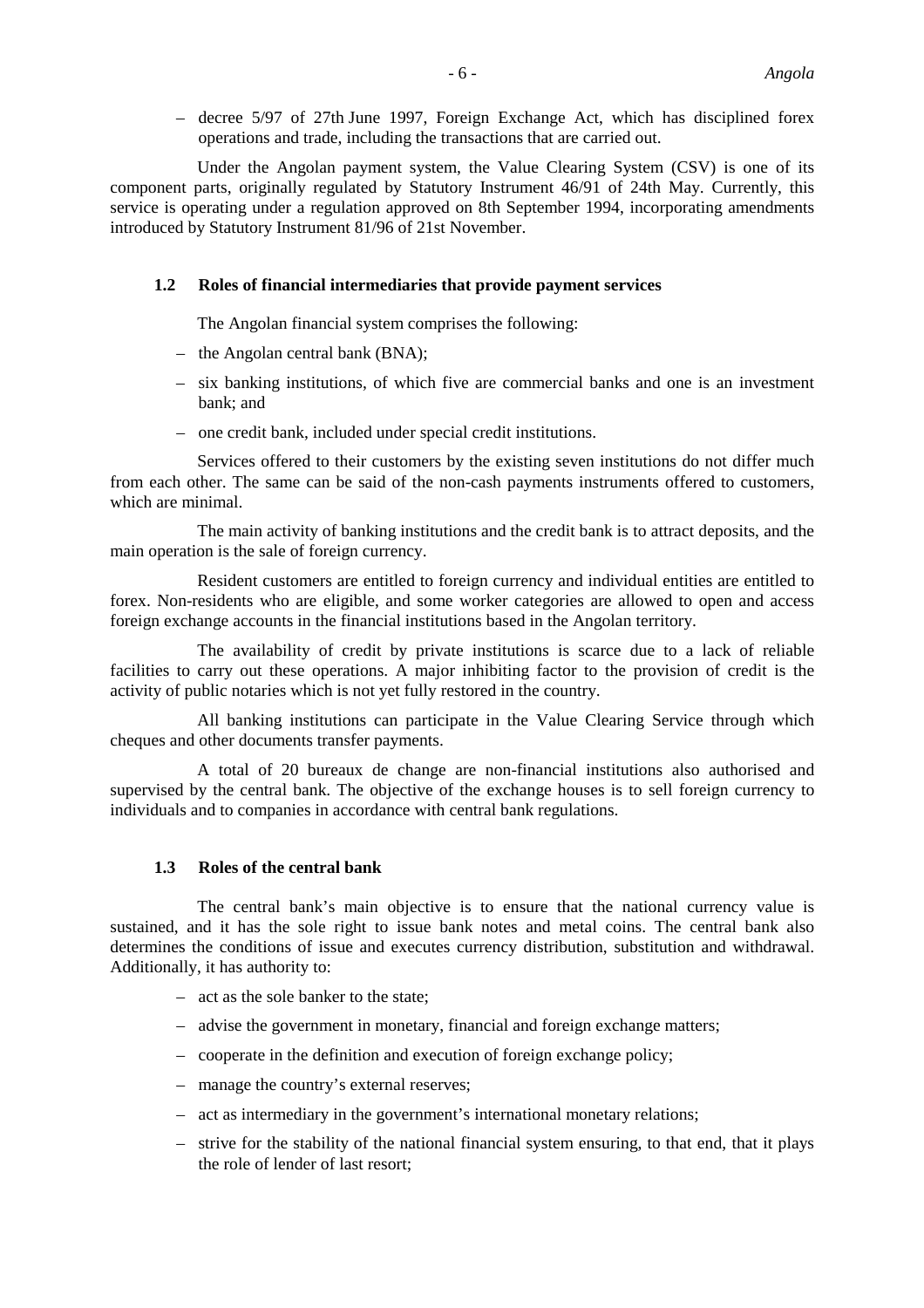- decree 5/97 of 27th June 1997, Foreign Exchange Act, which has disciplined forex operations and trade, including the transactions that are carried out.

Under the Angolan payment system, the Value Clearing System (CSV) is one of its component parts, originally regulated by Statutory Instrument 46/91 of 24th May. Currently, this service is operating under a regulation approved on 8th September 1994, incorporating amendments introduced by Statutory Instrument 81/96 of 21st November.

### 1.2 Roles of financial intermediaries that provide payment services

The Angolan financial system comprises the following:

- the Angolan central bank (BNA);
- six banking institutions, of which five are commercial banks and one is an investment bank; and
- one credit bank, included under special credit institutions.

Services offered to their customers by the existing seven institutions do not differ much from each other. The same can be said of the non-cash payments instruments offered to customers, which are minimal.

The main activity of banking institutions and the credit bank is to attract deposits, and the main operation is the sale of foreign currency.

Resident customers are entitled to foreign currency and individual entities are entitled to forex. Non-residents who are eligible, and some worker categories are allowed to open and access foreign exchange accounts in the financial institutions based in the Angolan territory.

The availability of credit by private institutions is scarce due to a lack of reliable facilities to carry out these operations. A major inhibiting factor to the provision of credit is the activity of public notaries which is not yet fully restored in the country.

All banking institutions can participate in the Value Clearing Service through which cheques and other documents transfer payments.

A total of 20 bureaux de change are non-financial institutions also authorised and supervised by the central bank. The objective of the exchange houses is to sell foreign currency to individuals and to companies in accordance with central bank regulations.

### 1.3 Roles of the central bank

The central bank's main objective is to ensure that the national currency value is sustained, and it has the sole right to issue bank notes and metal coins. The central bank also determines the conditions of issue and executes currency distribution, substitution and withdrawal. Additionally, it has authority to:

- act as the sole banker to the state;
- advise the government in monetary, financial and foreign exchange matters;
- cooperate in the definition and execution of foreign exchange policy;
- manage the country's external reserves;
- act as intermediary in the government's international monetary relations;
- strive for the stability of the national financial system ensuring, to that end, that it plays the role of lender of last resort;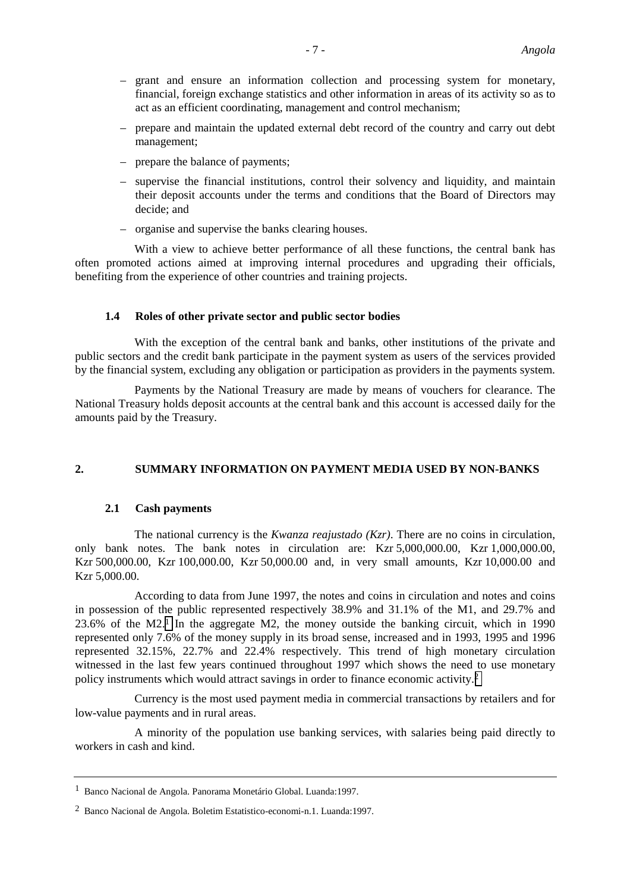– grant and ensure an information collection and processing system for monetary, financial, foreign exchange statistics and other information in areas of its activity so as to act as an efficient coordinating, management and control mechanism;

– prepare and maintain the updated external debt record of the country and carry out debt management;

– prepare the balance of payments;

– supervise the financial institutions, control their solvency and liquidity, and maintain their deposit accounts under the terms and conditions that the Board of Directors may decide; and

– organise and supervise the banks clearing houses.

With a view to achieve better performance of all these functions, the central bank has often promoted actions aimed at improving internal procedures and upgrading their officials, benefiting from the experience of other countries and training projects.

### 1.4 Roles of other private sector and public sector bodies

With the exception of the central bank and banks, other institutions of the private and public sectors and the credit bank participate in the payment system as users of the services provided by the financial system, excluding any obligation or participation as providers in the payments system.

Payments by the National Treasury are made by means of vouchers for clearance. The National Treasury holds deposit accounts at the central bank and this account is accessed daily for the amounts paid by the Treasury.

## 2. SUMMARY INFORMATION ON PAYMENT MEDIA USED BY NON-BANKS

### 2.1 Cash payments

The national currency is the *Kwanza reajustado (Kzr)*. There are no coins in circulation, only bank notes. The bank notes in circulation are: Kzr 5,000,000.00, Kzr 1,000,000.00, Kzr 500,000.00, Kzr 100,000.00, Kzr 50,000.00 and, in very small amounts, Kzr 10,000.00 and Kzr 5,000.00.

According to data from June 1997, the notes and coins in circulation and notes and coins in possession of the public represented respectively 38.9% and 31.1% of the M1, and 29.7% and 23.6% of the M2.[1] In the aggregate M2, the money outside the banking circuit, which in 1990 represented only 7.6% of the money supply in its broad sense, increased and in 1993, 1995 and 1996 represented 32.15%, 22.7% and 22.4% respectively. This trend of high monetary circulation witnessed in the last few years continued throughout 1997 which shows the need to use monetary policy instruments which would attract savings in order to finance economic activity.[2]

Currency is the most used payment media in commercial transactions by retailers and for low-value payments and in rural areas.

A minority of the population use banking services, with salaries being paid directly to workers in cash and kind.

---

[1] Banco Nacional de Angola. Panorama Monetário Global. Luanda:1997.

[2] Banco Nacional de Angola. Boletim Estatistico-economi-n.1. Luanda:1997.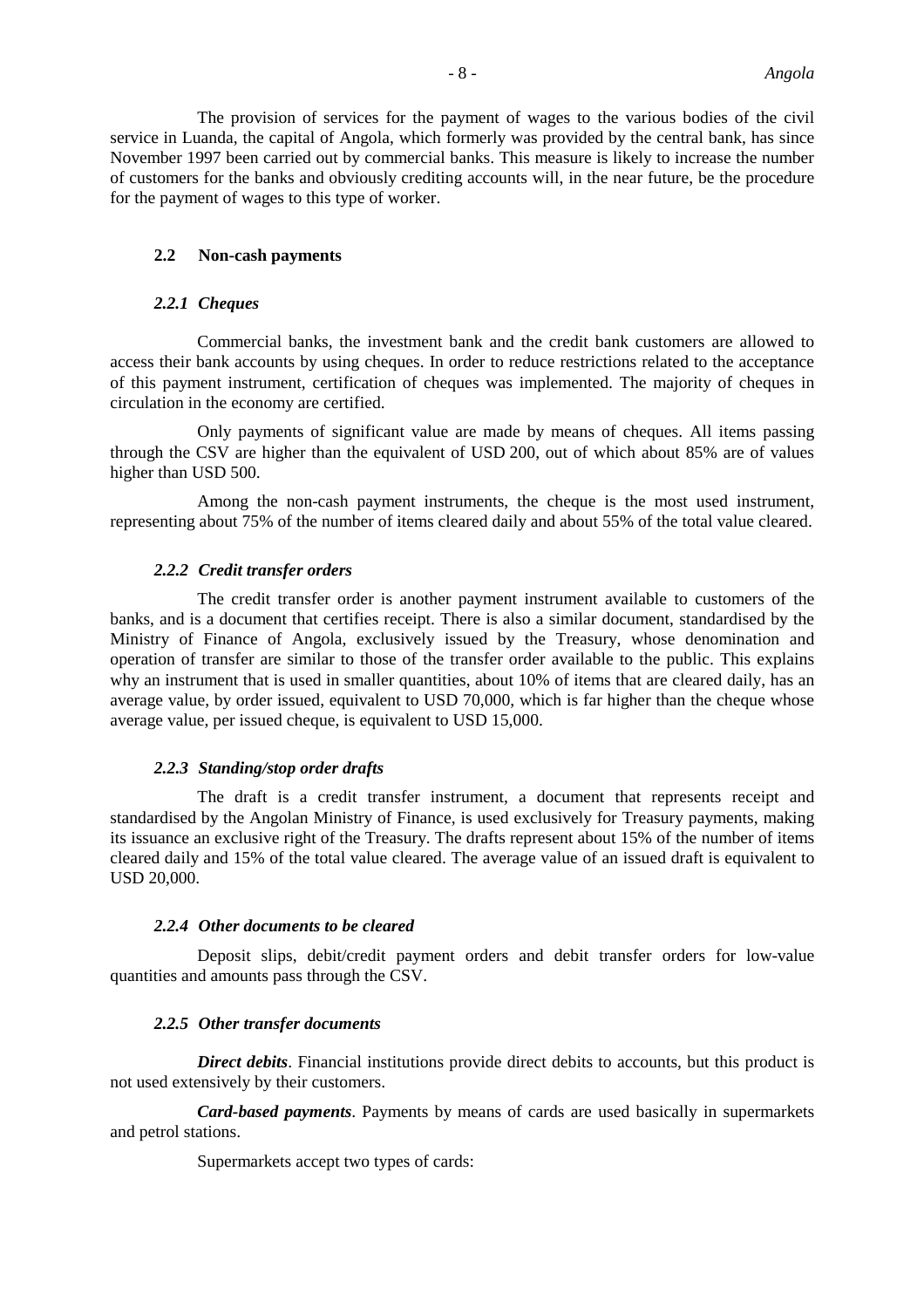The provision of services for the payment of wages to the various bodies of the civil service in Luanda, the capital of Angola, which formerly was provided by the central bank, has since November 1997 been carried out by commercial banks. This measure is likely to increase the number of customers for the banks and obviously crediting accounts will, in the near future, be the procedure for the payment of wages to this type of worker.

### 2.2 Non-cash payments

#### *2.2.1 Cheques*

Commercial banks, the investment bank and the credit bank customers are allowed to access their bank accounts by using cheques. In order to reduce restrictions related to the acceptance of this payment instrument, certification of cheques was implemented. The majority of cheques in circulation in the economy are certified.

Only payments of significant value are made by means of cheques. All items passing through the CSV are higher than the equivalent of USD 200, out of which about 85% are of values higher than USD 500.

Among the non-cash payment instruments, the cheque is the most used instrument, representing about 75% of the number of items cleared daily and about 55% of the total value cleared.

#### *2.2.2 Credit transfer orders*

The credit transfer order is another payment instrument available to customers of the banks, and is a document that certifies receipt. There is also a similar document, standardised by the Ministry of Finance of Angola, exclusively issued by the Treasury, whose denomination and operation of transfer are similar to those of the transfer order available to the public. This explains why an instrument that is used in smaller quantities, about 10% of items that are cleared daily, has an average value, by order issued, equivalent to USD 70,000, which is far higher than the cheque whose average value, per issued cheque, is equivalent to USD 15,000.

#### *2.2.3 Standing/stop order drafts*

The draft is a credit transfer instrument, a document that represents receipt and standardised by the Angolan Ministry of Finance, is used exclusively for Treasury payments, making its issuance an exclusive right of the Treasury. The drafts represent about 15% of the number of items cleared daily and 15% of the total value cleared. The average value of an issued draft is equivalent to USD 20,000.

#### *2.2.4 Other documents to be cleared*

Deposit slips, debit/credit payment orders and debit transfer orders for low-value quantities and amounts pass through the CSV.

#### *2.2.5 Other transfer documents*

***Direct debits***. Financial institutions provide direct debits to accounts, but this product is not used extensively by their customers.

***Card-based payments***. Payments by means of cards are used basically in supermarkets and petrol stations.

Supermarkets accept two types of cards: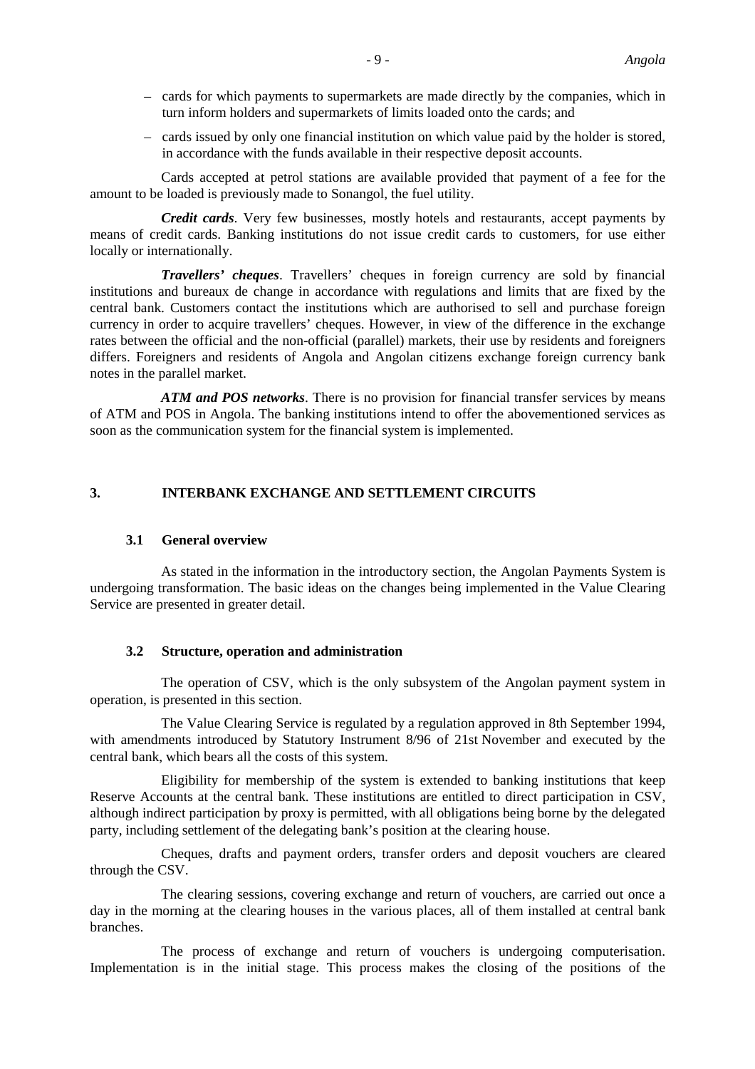- cards for which payments to supermarkets are made directly by the companies, which in turn inform holders and supermarkets of limits loaded onto the cards; and
- cards issued by only one financial institution on which value paid by the holder is stored, in accordance with the funds available in their respective deposit accounts.

Cards accepted at petrol stations are available provided that payment of a fee for the amount to be loaded is previously made to Sonangol, the fuel utility.

***Credit cards***. Very few businesses, mostly hotels and restaurants, accept payments by means of credit cards. Banking institutions do not issue credit cards to customers, for use either locally or internationally.

***Travellers' cheques***. Travellers' cheques in foreign currency are sold by financial institutions and bureaux de change in accordance with regulations and limits that are fixed by the central bank. Customers contact the institutions which are authorised to sell and purchase foreign currency in order to acquire travellers' cheques. However, in view of the difference in the exchange rates between the official and the non-official (parallel) markets, their use by residents and foreigners differs. Foreigners and residents of Angola and Angolan citizens exchange foreign currency bank notes in the parallel market.

***ATM and POS networks***. There is no provision for financial transfer services by means of ATM and POS in Angola. The banking institutions intend to offer the abovementioned services as soon as the communication system for the financial system is implemented.

## 3. INTERBANK EXCHANGE AND SETTLEMENT CIRCUITS

### 3.1 General overview

As stated in the information in the introductory section, the Angolan Payments System is undergoing transformation. The basic ideas on the changes being implemented in the Value Clearing Service are presented in greater detail.

### 3.2 Structure, operation and administration

The operation of CSV, which is the only subsystem of the Angolan payment system in operation, is presented in this section.

The Value Clearing Service is regulated by a regulation approved in 8th September 1994, with amendments introduced by Statutory Instrument 8/96 of 21st November and executed by the central bank, which bears all the costs of this system.

Eligibility for membership of the system is extended to banking institutions that keep Reserve Accounts at the central bank. These institutions are entitled to direct participation in CSV, although indirect participation by proxy is permitted, with all obligations being borne by the delegated party, including settlement of the delegating bank's position at the clearing house.

Cheques, drafts and payment orders, transfer orders and deposit vouchers are cleared through the CSV.

The clearing sessions, covering exchange and return of vouchers, are carried out once a day in the morning at the clearing houses in the various places, all of them installed at central bank branches.

The process of exchange and return of vouchers is undergoing computerisation. Implementation is in the initial stage. This process makes the closing of the positions of the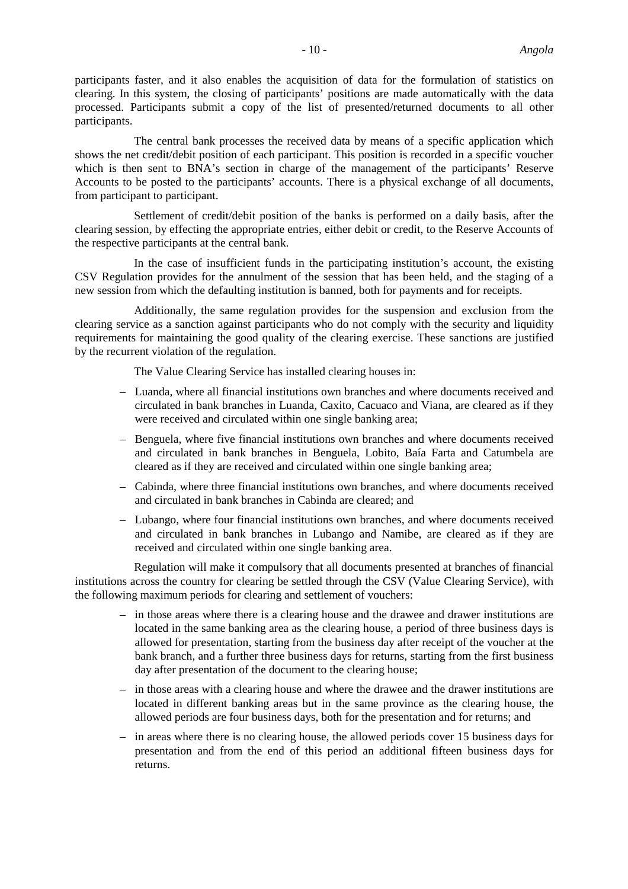participants faster, and it also enables the acquisition of data for the formulation of statistics on clearing. In this system, the closing of participants' positions are made automatically with the data processed. Participants submit a copy of the list of presented/returned documents to all other participants.

The central bank processes the received data by means of a specific application which shows the net credit/debit position of each participant. This position is recorded in a specific voucher which is then sent to BNA's section in charge of the management of the participants' Reserve Accounts to be posted to the participants' accounts. There is a physical exchange of all documents, from participant to participant.

Settlement of credit/debit position of the banks is performed on a daily basis, after the clearing session, by effecting the appropriate entries, either debit or credit, to the Reserve Accounts of the respective participants at the central bank.

In the case of insufficient funds in the participating institution's account, the existing CSV Regulation provides for the annulment of the session that has been held, and the staging of a new session from which the defaulting institution is banned, both for payments and for receipts.

Additionally, the same regulation provides for the suspension and exclusion from the clearing service as a sanction against participants who do not comply with the security and liquidity requirements for maintaining the good quality of the clearing exercise. These sanctions are justified by the recurrent violation of the regulation.

The Value Clearing Service has installed clearing houses in:

- Luanda, where all financial institutions own branches and where documents received and circulated in bank branches in Luanda, Caxito, Cacuaco and Viana, are cleared as if they were received and circulated within one single banking area;
- Benguela, where five financial institutions own branches and where documents received and circulated in bank branches in Benguela, Lobito, Baía Farta and Catumbela are cleared as if they are received and circulated within one single banking area;
- Cabinda, where three financial institutions own branches, and where documents received and circulated in bank branches in Cabinda are cleared; and
- Lubango, where four financial institutions own branches, and where documents received and circulated in bank branches in Lubango and Namibe, are cleared as if they are received and circulated within one single banking area.

Regulation will make it compulsory that all documents presented at branches of financial institutions across the country for clearing be settled through the CSV (Value Clearing Service), with the following maximum periods for clearing and settlement of vouchers:

- in those areas where there is a clearing house and the drawee and drawer institutions are located in the same banking area as the clearing house, a period of three business days is allowed for presentation, starting from the business day after receipt of the voucher at the bank branch, and a further three business days for returns, starting from the first business day after presentation of the document to the clearing house;
- in those areas with a clearing house and where the drawee and the drawer institutions are located in different banking areas but in the same province as the clearing house, the allowed periods are four business days, both for the presentation and for returns; and
- in areas where there is no clearing house, the allowed periods cover 15 business days for presentation and from the end of this period an additional fifteen business days for returns.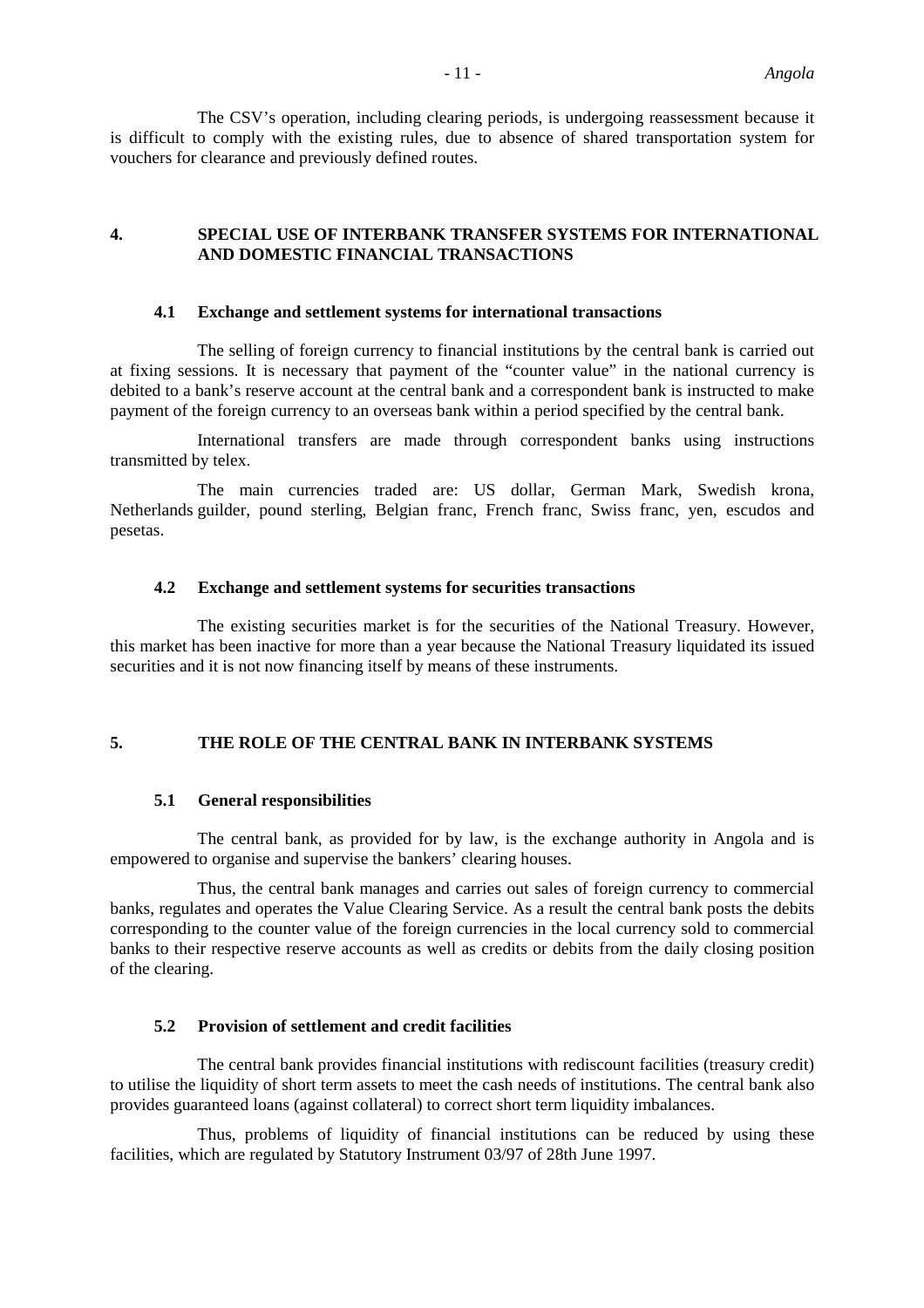The CSV's operation, including clearing periods, is undergoing reassessment because it is difficult to comply with the existing rules, due to absence of shared transportation system for vouchers for clearance and previously defined routes.

## 4. SPECIAL USE OF INTERBANK TRANSFER SYSTEMS FOR INTERNATIONAL AND DOMESTIC FINANCIAL TRANSACTIONS

### 4.1 Exchange and settlement systems for international transactions

The selling of foreign currency to financial institutions by the central bank is carried out at fixing sessions. It is necessary that payment of the "counter value" in the national currency is debited to a bank's reserve account at the central bank and a correspondent bank is instructed to make payment of the foreign currency to an overseas bank within a period specified by the central bank.

International transfers are made through correspondent banks using instructions transmitted by telex.

The main currencies traded are: US dollar, German Mark, Swedish krona, Netherlands guilder, pound sterling, Belgian franc, French franc, Swiss franc, yen, escudos and pesetas.

### 4.2 Exchange and settlement systems for securities transactions

The existing securities market is for the securities of the National Treasury. However, this market has been inactive for more than a year because the National Treasury liquidated its issued securities and it is not now financing itself by means of these instruments.

## 5. THE ROLE OF THE CENTRAL BANK IN INTERBANK SYSTEMS

### 5.1 General responsibilities

The central bank, as provided for by law, is the exchange authority in Angola and is empowered to organise and supervise the bankers' clearing houses.

Thus, the central bank manages and carries out sales of foreign currency to commercial banks, regulates and operates the Value Clearing Service. As a result the central bank posts the debits corresponding to the counter value of the foreign currencies in the local currency sold to commercial banks to their respective reserve accounts as well as credits or debits from the daily closing position of the clearing.

### 5.2 Provision of settlement and credit facilities

The central bank provides financial institutions with rediscount facilities (treasury credit) to utilise the liquidity of short term assets to meet the cash needs of institutions. The central bank also provides guaranteed loans (against collateral) to correct short term liquidity imbalances.

Thus, problems of liquidity of financial institutions can be reduced by using these facilities, which are regulated by Statutory Instrument 03/97 of 28th June 1997.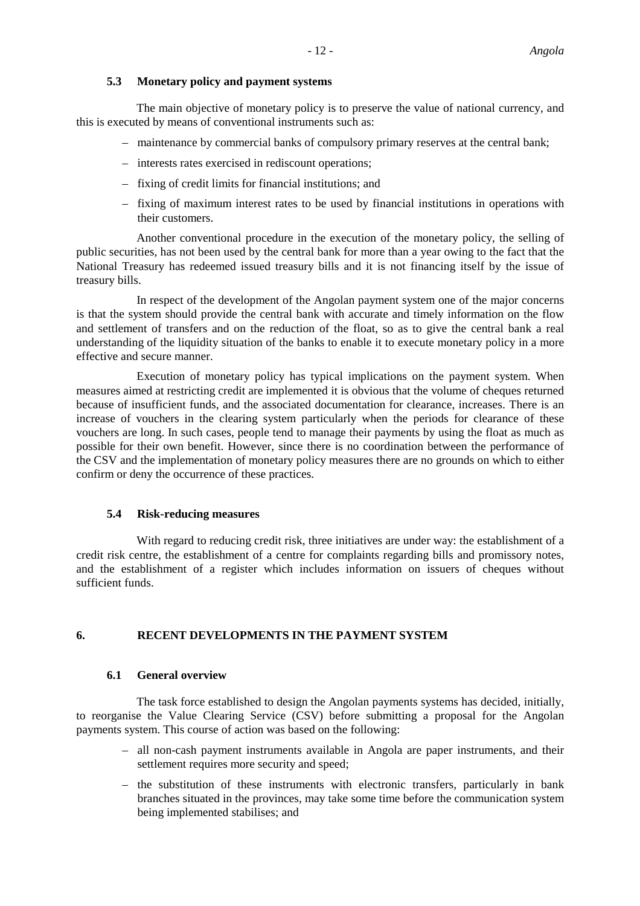### 5.3 Monetary policy and payment systems

The main objective of monetary policy is to preserve the value of national currency, and this is executed by means of conventional instruments such as:

- maintenance by commercial banks of compulsory primary reserves at the central bank;
- interests rates exercised in rediscount operations;
- fixing of credit limits for financial institutions; and
- fixing of maximum interest rates to be used by financial institutions in operations with their customers.

Another conventional procedure in the execution of the monetary policy, the selling of public securities, has not been used by the central bank for more than a year owing to the fact that the National Treasury has redeemed issued treasury bills and it is not financing itself by the issue of treasury bills.

In respect of the development of the Angolan payment system one of the major concerns is that the system should provide the central bank with accurate and timely information on the flow and settlement of transfers and on the reduction of the float, so as to give the central bank a real understanding of the liquidity situation of the banks to enable it to execute monetary policy in a more effective and secure manner.

Execution of monetary policy has typical implications on the payment system. When measures aimed at restricting credit are implemented it is obvious that the volume of cheques returned because of insufficient funds, and the associated documentation for clearance, increases. There is an increase of vouchers in the clearing system particularly when the periods for clearance of these vouchers are long. In such cases, people tend to manage their payments by using the float as much as possible for their own benefit. However, since there is no coordination between the performance of the CSV and the implementation of monetary policy measures there are no grounds on which to either confirm or deny the occurrence of these practices.

### 5.4 Risk-reducing measures

With regard to reducing credit risk, three initiatives are under way: the establishment of a credit risk centre, the establishment of a centre for complaints regarding bills and promissory notes, and the establishment of a register which includes information on issuers of cheques without sufficient funds.

## 6. RECENT DEVELOPMENTS IN THE PAYMENT SYSTEM

### 6.1 General overview

The task force established to design the Angolan payments systems has decided, initially, to reorganise the Value Clearing Service (CSV) before submitting a proposal for the Angolan payments system. This course of action was based on the following:

- all non-cash payment instruments available in Angola are paper instruments, and their settlement requires more security and speed;
- the substitution of these instruments with electronic transfers, particularly in bank branches situated in the provinces, may take some time before the communication system being implemented stabilises; and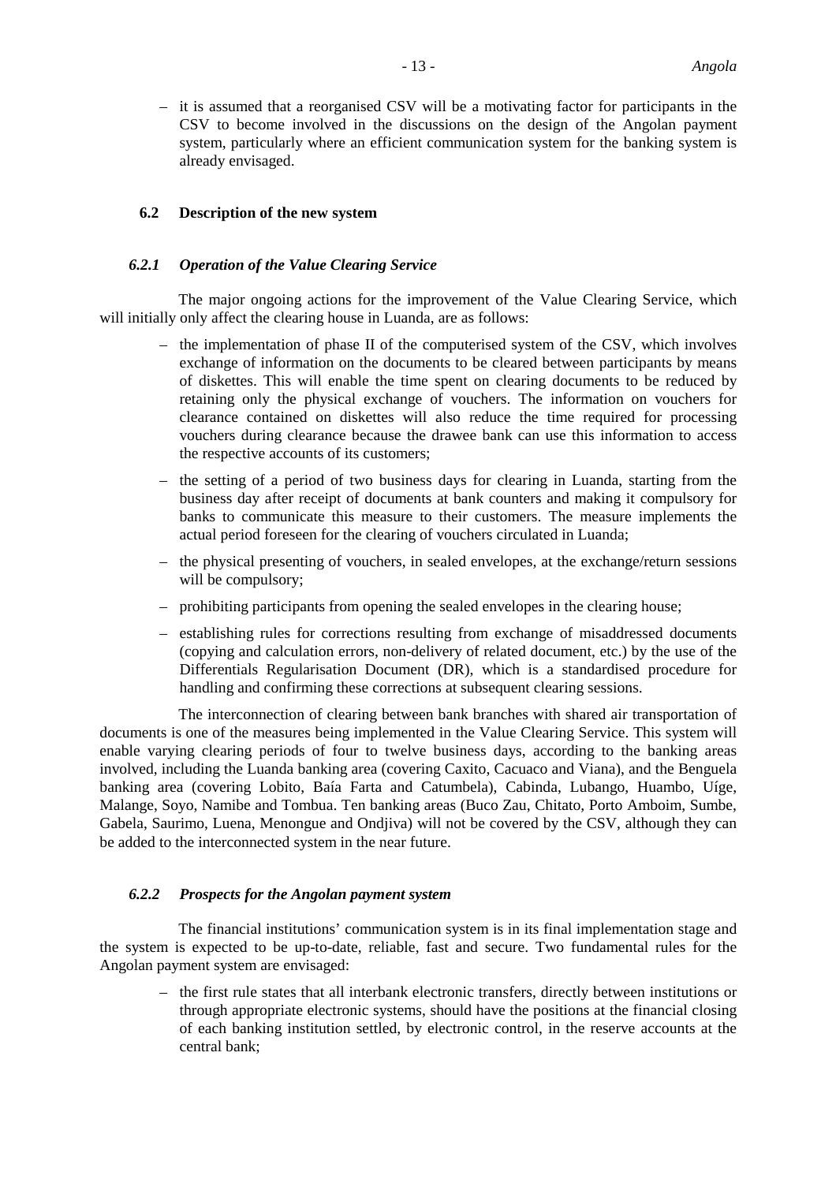- it is assumed that a reorganised CSV will be a motivating factor for participants in the CSV to become involved in the discussions on the design of the Angolan payment system, particularly where an efficient communication system for the banking system is already envisaged.

## 6.2 Description of the new system

### *6.2.1 Operation of the Value Clearing Service*

The major ongoing actions for the improvement of the Value Clearing Service, which will initially only affect the clearing house in Luanda, are as follows:

- the implementation of phase II of the computerised system of the CSV, which involves exchange of information on the documents to be cleared between participants by means of diskettes. This will enable the time spent on clearing documents to be reduced by retaining only the physical exchange of vouchers. The information on vouchers for clearance contained on diskettes will also reduce the time required for processing vouchers during clearance because the drawee bank can use this information to access the respective accounts of its customers;
- the setting of a period of two business days for clearing in Luanda, starting from the business day after receipt of documents at bank counters and making it compulsory for banks to communicate this measure to their customers. The measure implements the actual period foreseen for the clearing of vouchers circulated in Luanda;
- the physical presenting of vouchers, in sealed envelopes, at the exchange/return sessions will be compulsory;
- prohibiting participants from opening the sealed envelopes in the clearing house;
- establishing rules for corrections resulting from exchange of misaddressed documents (copying and calculation errors, non-delivery of related document, etc.) by the use of the Differentials Regularisation Document (DR), which is a standardised procedure for handling and confirming these corrections at subsequent clearing sessions.

The interconnection of clearing between bank branches with shared air transportation of documents is one of the measures being implemented in the Value Clearing Service. This system will enable varying clearing periods of four to twelve business days, according to the banking areas involved, including the Luanda banking area (covering Caxito, Cacuaco and Viana), and the Benguela banking area (covering Lobito, Baía Farta and Catumbela), Cabinda, Lubango, Huambo, Uíge, Malange, Soyo, Namibe and Tombua. Ten banking areas (Buco Zau, Chitato, Porto Amboim, Sumbe, Gabela, Saurimo, Luena, Menongue and Ondjiva) will not be covered by the CSV, although they can be added to the interconnected system in the near future.

### *6.2.2 Prospects for the Angolan payment system*

The financial institutions' communication system is in its final implementation stage and the system is expected to be up-to-date, reliable, fast and secure. Two fundamental rules for the Angolan payment system are envisaged:

- the first rule states that all interbank electronic transfers, directly between institutions or through appropriate electronic systems, should have the positions at the financial closing of each banking institution settled, by electronic control, in the reserve accounts at the central bank;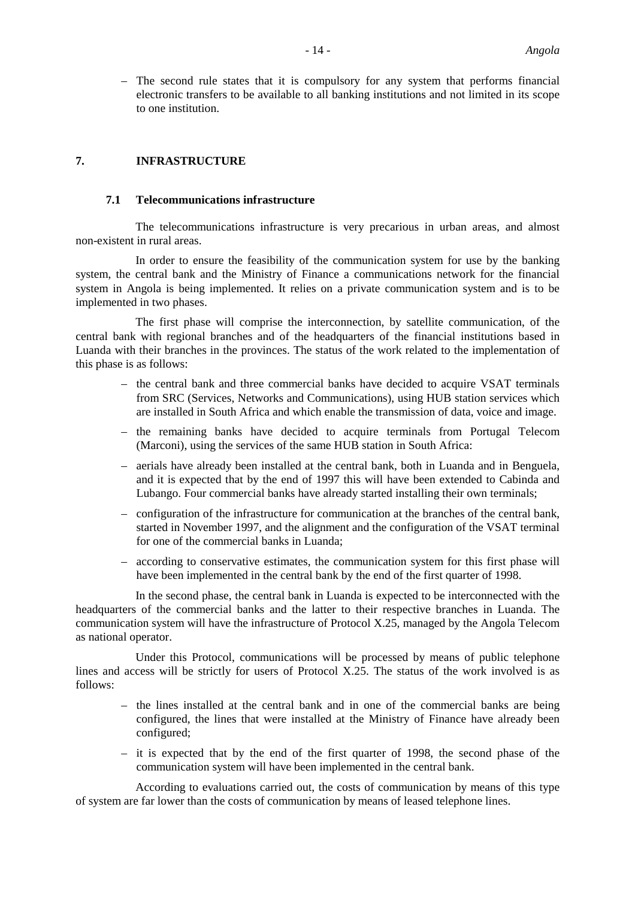- The second rule states that it is compulsory for any system that performs financial electronic transfers to be available to all banking institutions and not limited in its scope to one institution.

## 7. INFRASTRUCTURE

### 7.1 Telecommunications infrastructure

The telecommunications infrastructure is very precarious in urban areas, and almost non-existent in rural areas.

In order to ensure the feasibility of the communication system for use by the banking system, the central bank and the Ministry of Finance a communications network for the financial system in Angola is being implemented. It relies on a private communication system and is to be implemented in two phases.

The first phase will comprise the interconnection, by satellite communication, of the central bank with regional branches and of the headquarters of the financial institutions based in Luanda with their branches in the provinces. The status of the work related to the implementation of this phase is as follows:

- the central bank and three commercial banks have decided to acquire VSAT terminals from SRC (Services, Networks and Communications), using HUB station services which are installed in South Africa and which enable the transmission of data, voice and image.
- the remaining banks have decided to acquire terminals from Portugal Telecom (Marconi), using the services of the same HUB station in South Africa:
- aerials have already been installed at the central bank, both in Luanda and in Benguela, and it is expected that by the end of 1997 this will have been extended to Cabinda and Lubango. Four commercial banks have already started installing their own terminals;
- configuration of the infrastructure for communication at the branches of the central bank, started in November 1997, and the alignment and the configuration of the VSAT terminal for one of the commercial banks in Luanda;
- according to conservative estimates, the communication system for this first phase will have been implemented in the central bank by the end of the first quarter of 1998.

In the second phase, the central bank in Luanda is expected to be interconnected with the headquarters of the commercial banks and the latter to their respective branches in Luanda. The communication system will have the infrastructure of Protocol X.25, managed by the Angola Telecom as national operator.

Under this Protocol, communications will be processed by means of public telephone lines and access will be strictly for users of Protocol X.25. The status of the work involved is as follows:

- the lines installed at the central bank and in one of the commercial banks are being configured, the lines that were installed at the Ministry of Finance have already been configured;
- it is expected that by the end of the first quarter of 1998, the second phase of the communication system will have been implemented in the central bank.

According to evaluations carried out, the costs of communication by means of this type of system are far lower than the costs of communication by means of leased telephone lines.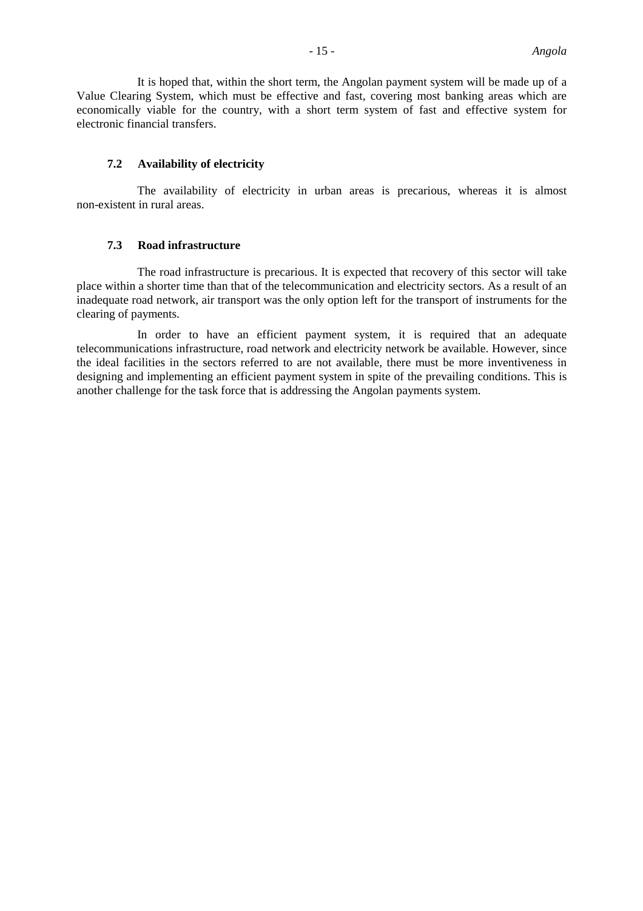It is hoped that, within the short term, the Angolan payment system will be made up of a Value Clearing System, which must be effective and fast, covering most banking areas which are economically viable for the country, with a short term system of fast and effective system for electronic financial transfers.

### 7.2 Availability of electricity

The availability of electricity in urban areas is precarious, whereas it is almost non-existent in rural areas.

### 7.3 Road infrastructure

The road infrastructure is precarious. It is expected that recovery of this sector will take place within a shorter time than that of the telecommunication and electricity sectors. As a result of an inadequate road network, air transport was the only option left for the transport of instruments for the clearing of payments.

In order to have an efficient payment system, it is required that an adequate telecommunications infrastructure, road network and electricity network be available. However, since the ideal facilities in the sectors referred to are not available, there must be more inventiveness in designing and implementing an efficient payment system in spite of the prevailing conditions. This is another challenge for the task force that is addressing the Angolan payments system.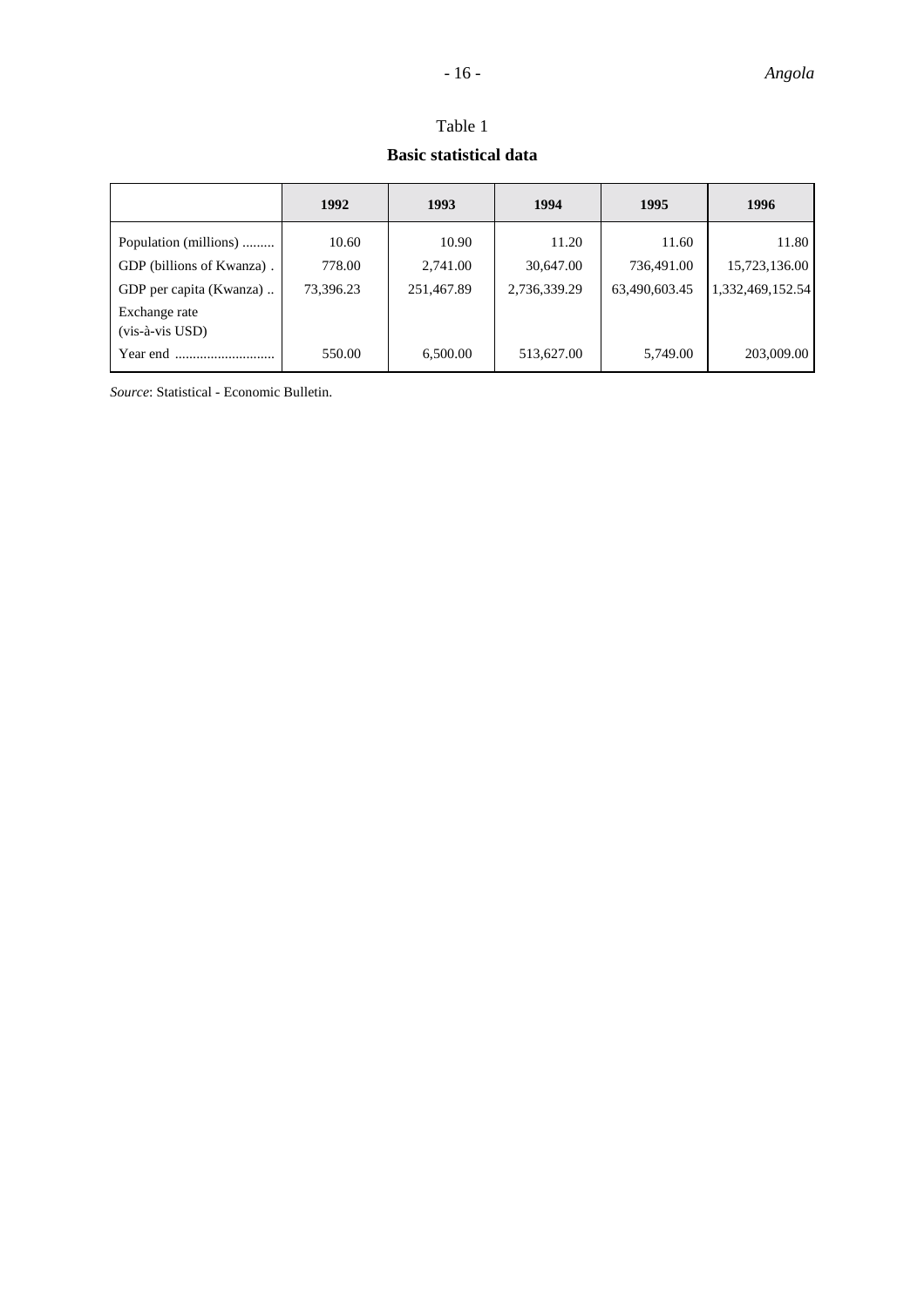Table 1

**Basic statistical data**

| | 1992 | 1993 | 1994 | 1995 | 1996 |
|---|---|---|---|---|---|
| Population (millions) ......... | 10.60 | 10.90 | 11.20 | 11.60 | 11.80 |
| GDP (billions of Kwanza) . | 778.00 | 2,741.00 | 30,647.00 | 736,491.00 | 15,723,136.00 |
| GDP per capita (Kwanza) .. | 73,396.23 | 251,467.89 | 2,736,339.29 | 63,490,603.45 | 1,332,469,152.54 |
| Exchange rate (vis-à-vis USD) | | | | | |
| Year end ............................ | 550.00 | 6,500.00 | 513,627.00 | 5,749.00 | 203,009.00 |

*Source*: Statistical - Economic Bulletin.